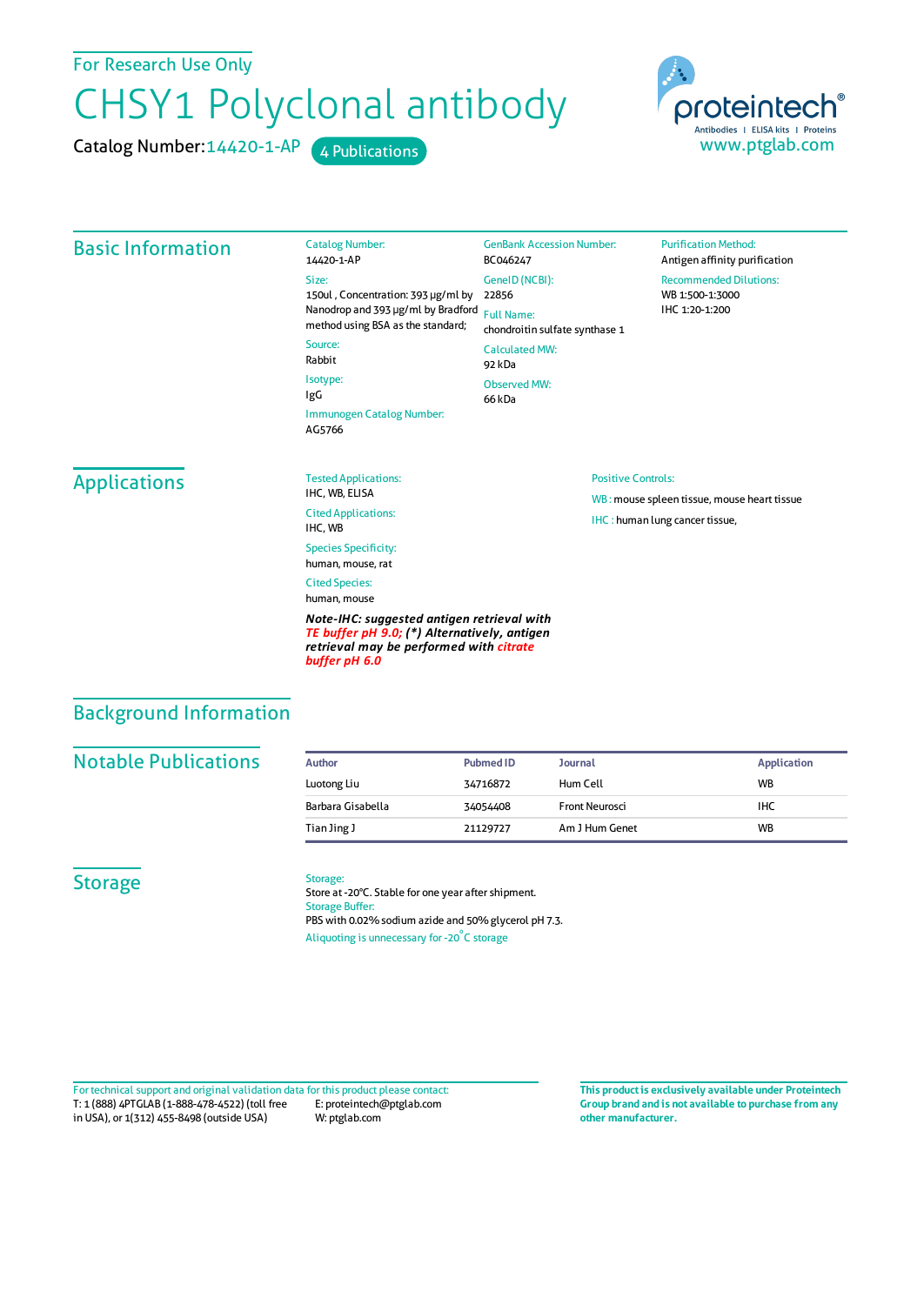For Research Use Only

# CHSY1 Polyclonal antibody

Catalog Number: 14420-1-AP    4 Publications

proteintech®
Antibodies | ELISA kits | Proteins
www.ptglab.com

## Basic Information

Catalog Number:
14420-1-AP

Size:
150ul , Concentration: 393 μg/ml by Nanodrop and 393 μg/ml by Bradford method using BSA as the standard;

Source:
Rabbit

Isotype:
IgG

Immunogen Catalog Number:
AG5766

GenBank Accession Number:
BC046247

GeneID (NCBI):
22856

Full Name:
chondroitin sulfate synthase 1

Calculated MW:
92 kDa

Observed MW:
66 kDa

Purification Method:
Antigen affinity purification

Recommended Dilutions:
WB 1:500-1:3000
IHC 1:20-1:200

## Applications

Tested Applications:
IHC, WB, ELISA

Cited Applications:
IHC, WB

Species Specificity:
human, mouse, rat

Cited Species:
human, mouse

***Note-IHC: suggested antigen retrieval with TE buffer pH 9.0; (\*) Alternatively, antigen retrieval may be performed with citrate buffer pH 6.0***

Positive Controls:

WB : mouse spleen tissue, mouse heart tissue

IHC : human lung cancer tissue,

## Background Information

## Notable Publications

| Author | Pubmed ID | Journal | Application |
|---|---|---|---|
| Luotong Liu | 34716872 | Hum Cell | WB |
| Barbara Gisabella | 34054408 | Front Neurosci | IHC |
| Tian Jing J | 21129727 | Am J Hum Genet | WB |

## Storage

Storage:
Store at -20°C. Stable for one year after shipment.

Storage Buffer:
PBS with 0.02% sodium azide and 50% glycerol pH 7.3.

Aliquoting is unnecessary for -20°C storage

For technical support and original validation data for this product please contact:
T: 1 (888) 4PTGLAB (1-888-478-4522) (toll free in USA), or 1(312) 455-8498 (outside USA)
E: proteintech@ptglab.com
W: ptglab.com

**This product is exclusively available under Proteintech Group brand and is not available to purchase from any other manufacturer.**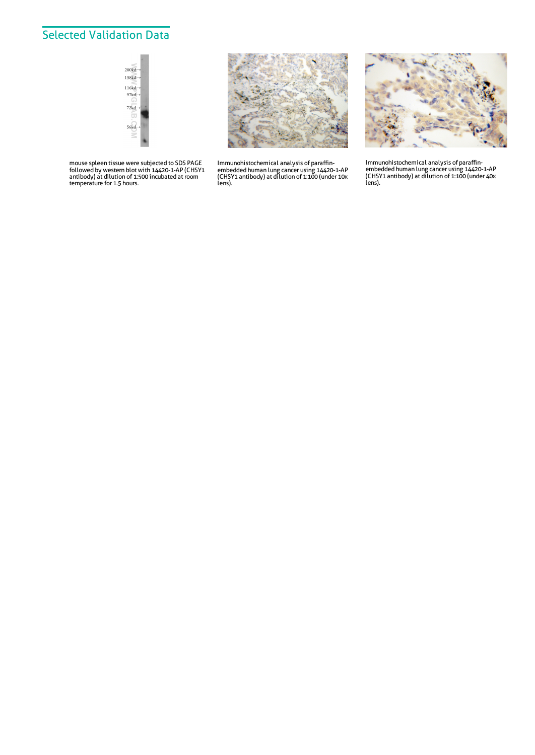## Selected Validation Data

200kd→
158kd→
116kd→
97kd→
72kd→
56kd→

mouse spleen tissue were subjected to SDS PAGE followed by western blot with 14420-1-AP (CHSY1 antibody) at dilution of 1:500 incubated at room temperature for 1.5 hours.

Immunohistochemical analysis of paraffin-embedded human lung cancer using 14420-1-AP (CHSY1 antibody) at dilution of 1:100 (under 10x lens).

Immunohistochemical analysis of paraffin-embedded human lung cancer using 14420-1-AP (CHSY1 antibody) at dilution of 1:100 (under 40x lens).